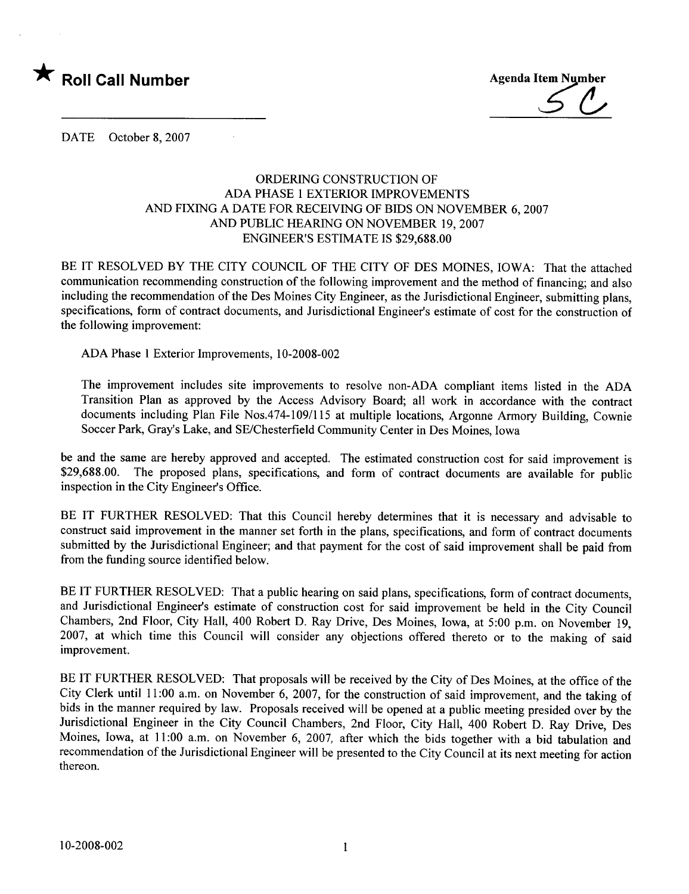★ **Roll Call Number**

**Agenda Item Number**

5C

DATE October 8, 2007

ORDERING CONSTRUCTION OF
ADA PHASE 1 EXTERIOR IMPROVEMENTS
AND FIXING A DATE FOR RECEIVING OF BIDS ON NOVEMBER 6, 2007
AND PUBLIC HEARING ON NOVEMBER 19, 2007
ENGINEER'S ESTIMATE IS $29,688.00

BE IT RESOLVED BY THE CITY COUNCIL OF THE CITY OF DES MOINES, IOWA: That the attached communication recommending construction of the following improvement and the method of financing; and also including the recommendation of the Des Moines City Engineer, as the Jurisdictional Engineer, submitting plans, specifications, form of contract documents, and Jurisdictional Engineer's estimate of cost for the construction of the following improvement:

ADA Phase 1 Exterior Improvements, 10-2008-002

The improvement includes site improvements to resolve non-ADA compliant items listed in the ADA Transition Plan as approved by the Access Advisory Board; all work in accordance with the contract documents including Plan File Nos.474-109/115 at multiple locations, Argonne Armory Building, Cownie Soccer Park, Gray's Lake, and SE/Chesterfield Community Center in Des Moines, Iowa

be and the same are hereby approved and accepted. The estimated construction cost for said improvement is $29,688.00. The proposed plans, specifications, and form of contract documents are available for public inspection in the City Engineer's Office.

BE IT FURTHER RESOLVED: That this Council hereby determines that it is necessary and advisable to construct said improvement in the manner set forth in the plans, specifications, and form of contract documents submitted by the Jurisdictional Engineer; and that payment for the cost of said improvement shall be paid from from the funding source identified below.

BE IT FURTHER RESOLVED: That a public hearing on said plans, specifications, form of contract documents, and Jurisdictional Engineer's estimate of construction cost for said improvement be held in the City Council Chambers, 2nd Floor, City Hall, 400 Robert D. Ray Drive, Des Moines, Iowa, at 5:00 p.m. on November 19, 2007, at which time this Council will consider any objections offered thereto or to the making of said improvement.

BE IT FURTHER RESOLVED: That proposals will be received by the City of Des Moines, at the office of the City Clerk until 11:00 a.m. on November 6, 2007, for the construction of said improvement, and the taking of bids in the manner required by law. Proposals received will be opened at a public meeting presided over by the Jurisdictional Engineer in the City Council Chambers, 2nd Floor, City Hall, 400 Robert D. Ray Drive, Des Moines, Iowa, at 11:00 a.m. on November 6, 2007, after which the bids together with a bid tabulation and recommendation of the Jurisdictional Engineer will be presented to the City Council at its next meeting for action thereon.

10-2008-002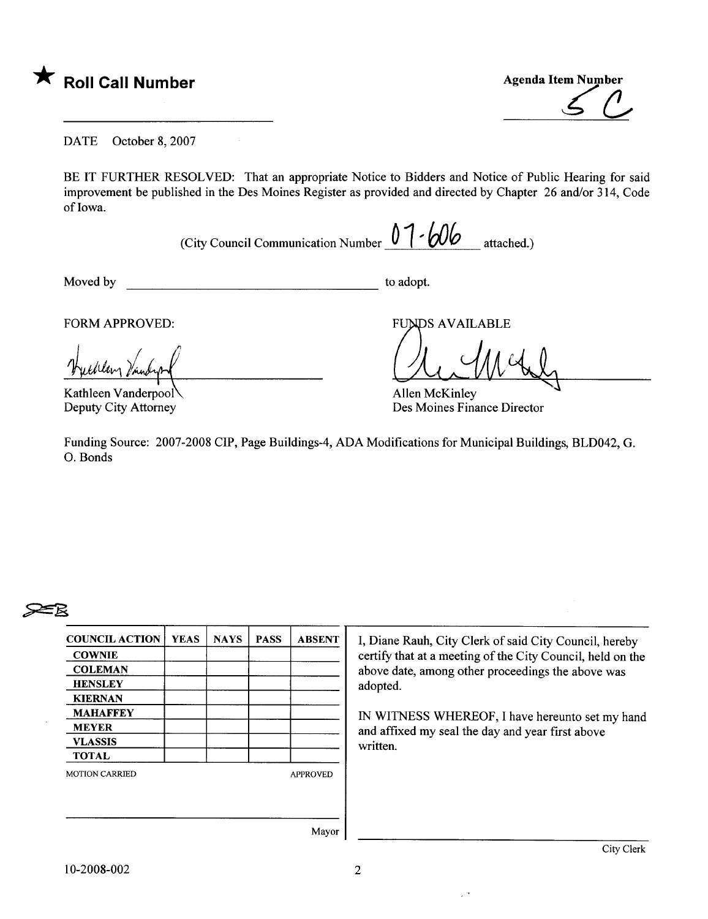★ **Roll Call Number**

**Agenda Item Number**
5C

DATE October 8, 2007

BE IT FURTHER RESOLVED: That an appropriate Notice to Bidders and Notice of Public Hearing for said improvement be published in the Des Moines Register as provided and directed by Chapter 26 and/or 314, Code of Iowa.

(City Council Communication Number 07-606 attached.)

Moved by ______________________ to adopt.

FORM APPROVED:

Kathleen Vanderpool
Deputy City Attorney

FUNDS AVAILABLE

Allen McKinley
Des Moines Finance Director

Funding Source: 2007-2008 CIP, Page Buildings-4, ADA Modifications for Municipal Buildings, BLD042, G. O. Bonds

| COUNCIL ACTION | YEAS | NAYS | PASS | ABSENT |
|---|---|---|---|---|
| COWNIE | | | | |
| COLEMAN | | | | |
| HENSLEY | | | | |
| KIERNAN | | | | |
| MAHAFFEY | | | | |
| MEYER | | | | |
| VLASSIS | | | | |
| TOTAL | | | | |

MOTION CARRIED APPROVED

______________________ Mayor

I, Diane Rauh, City Clerk of said City Council, hereby certify that at a meeting of the City Council, held on the above date, among other proceedings the above was adopted.

IN WITNESS WHEREOF, I have hereunto set my hand and affixed my seal the day and year first above written.

______________________ City Clerk

10-2008-002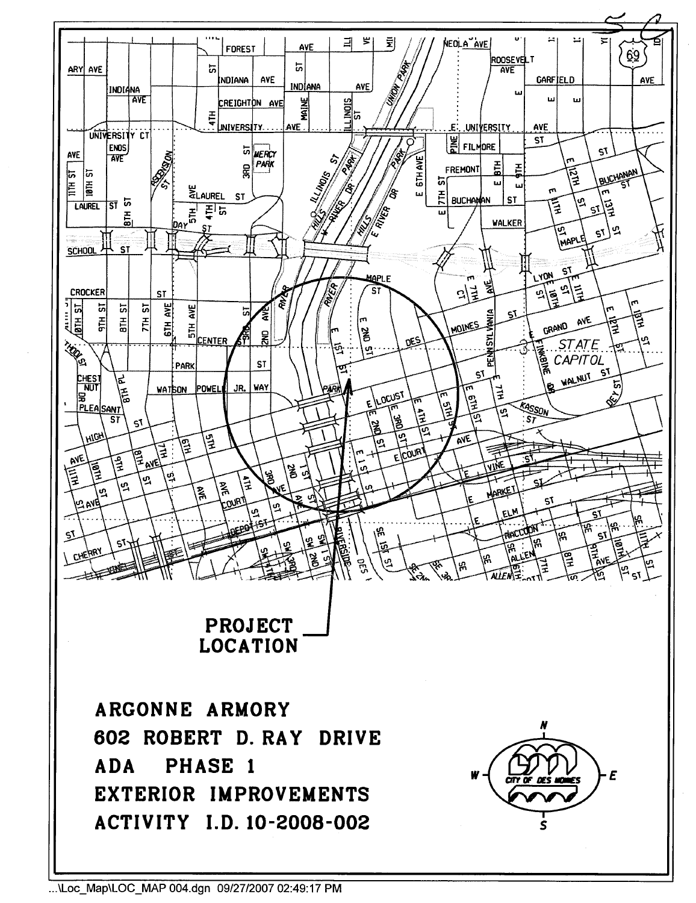PROJECT LOCATION

**ARGONNE ARMORY**
**602 ROBERT D. RAY DRIVE**
**ADA PHASE 1**
**EXTERIOR IMPROVEMENTS**
**ACTIVITY I.D. 10-2008-002**

...\Loc_Map\LOC_MAP 004.dgn 09/27/2007 02:49:17 PM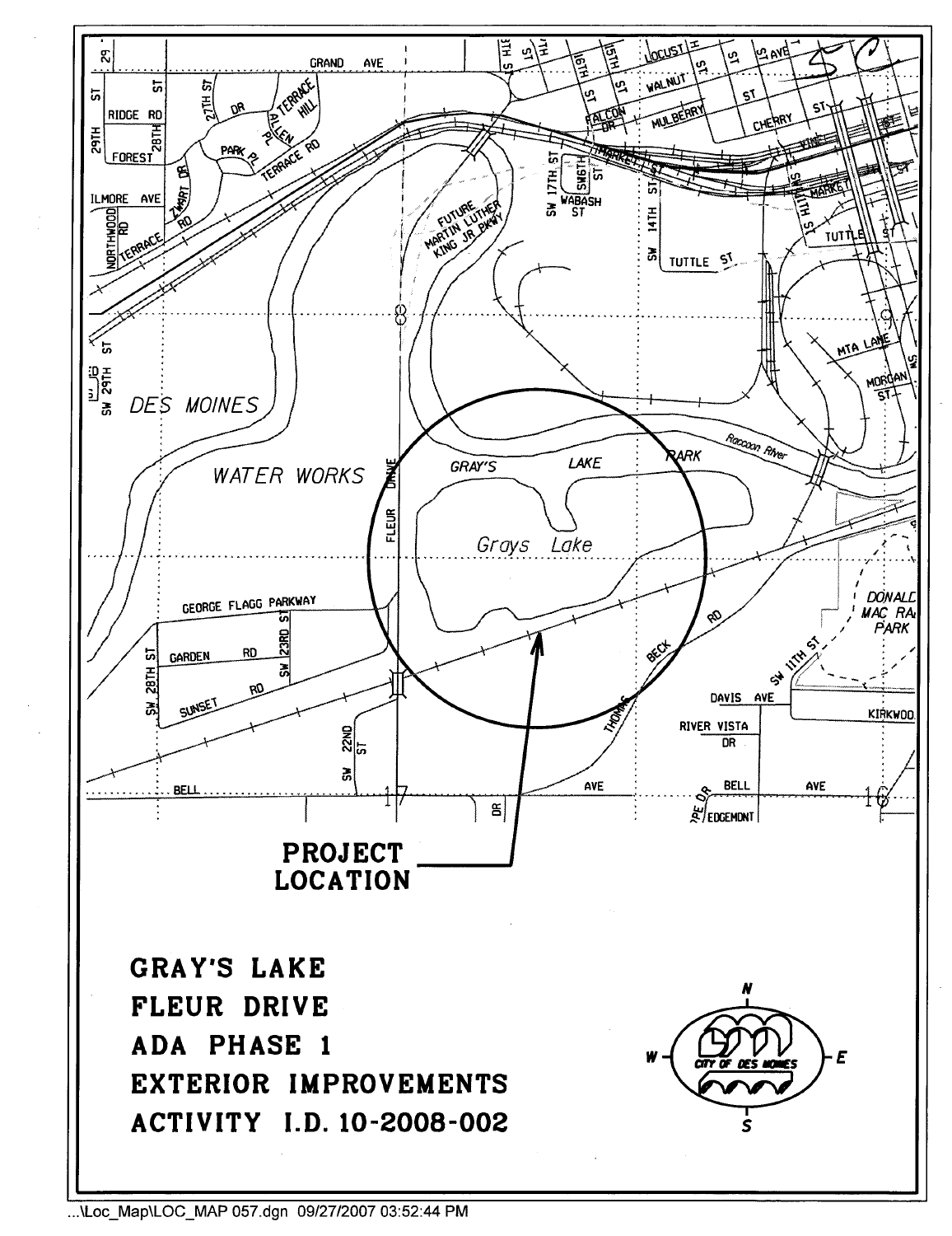**PROJECT LOCATION**

**GRAY'S LAKE**
**FLEUR DRIVE**
**ADA PHASE 1**
**EXTERIOR IMPROVEMENTS**
**ACTIVITY I.D. 10-2008-002**

...\Loc_Map\LOC_MAP 057.dgn 09/27/2007 03:52:44 PM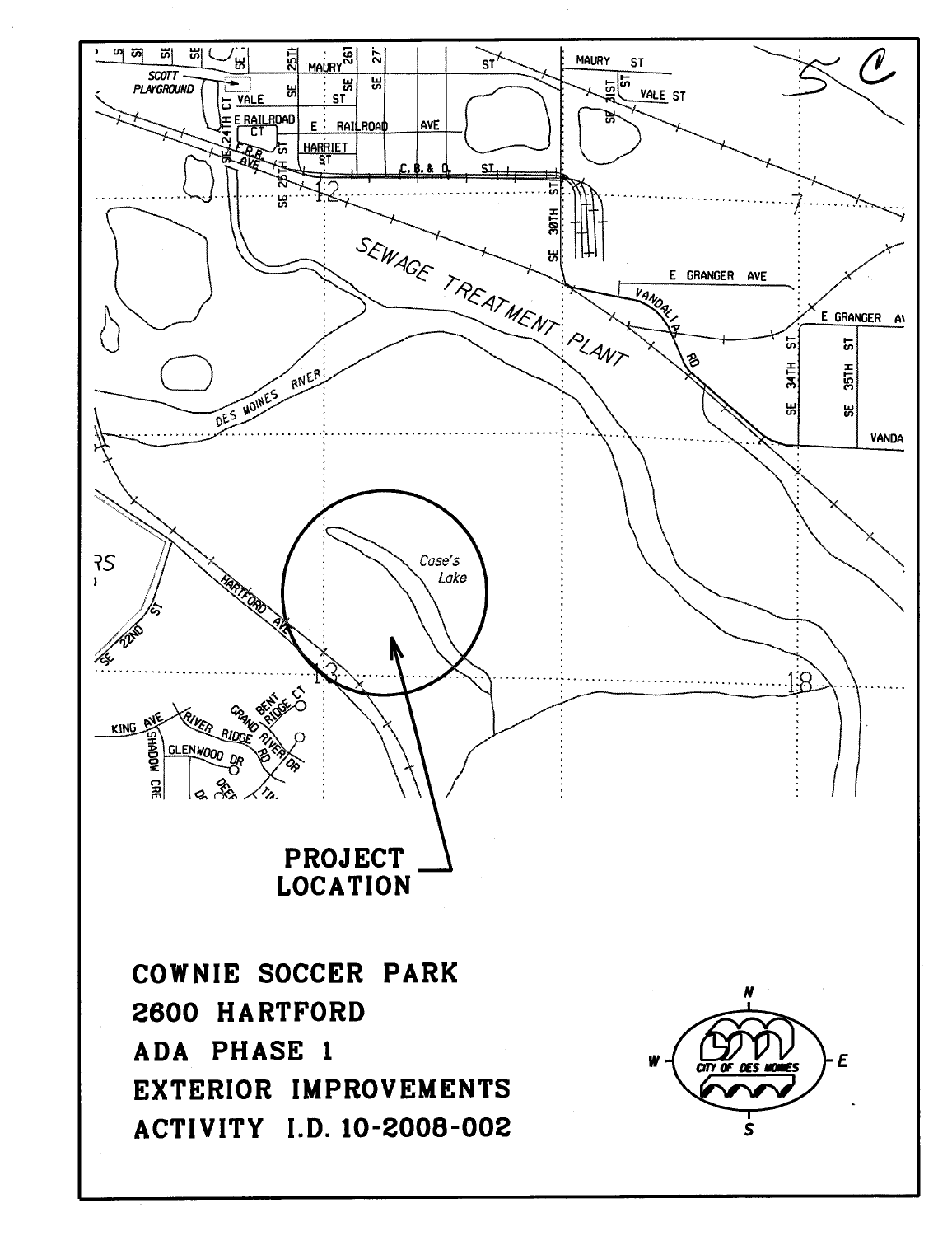PROJECT LOCATION

**COWNIE SOCCER PARK**
**2600 HARTFORD**
**ADA PHASE 1**
**EXTERIOR IMPROVEMENTS**
**ACTIVITY I.D. 10-2008-002**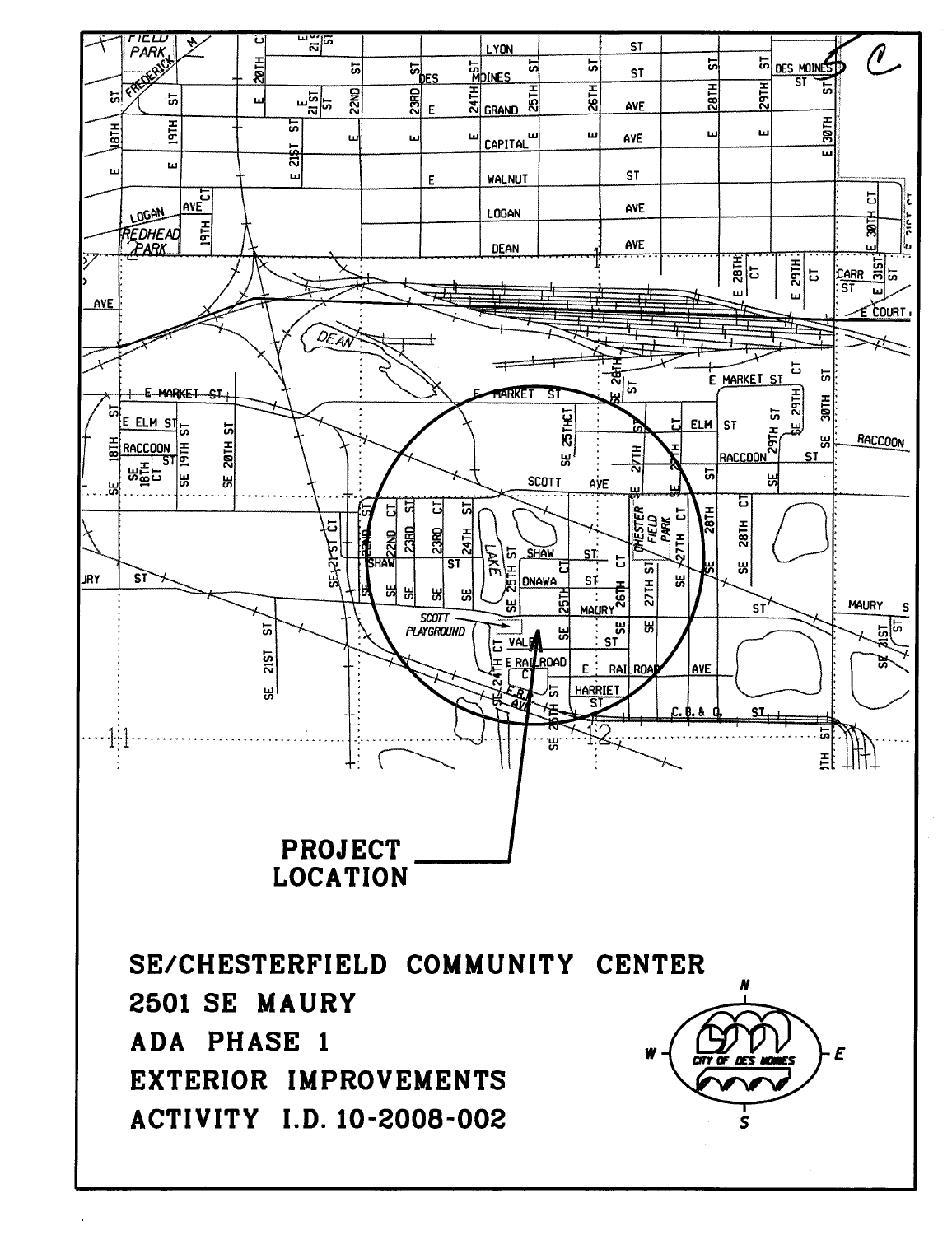PROJECT LOCATION

**SE/CHESTERFIELD COMMUNITY CENTER**
**2501 SE MAURY**
**ADA PHASE 1**
**EXTERIOR IMPROVEMENTS**
**ACTIVITY I.D. 10-2008-002**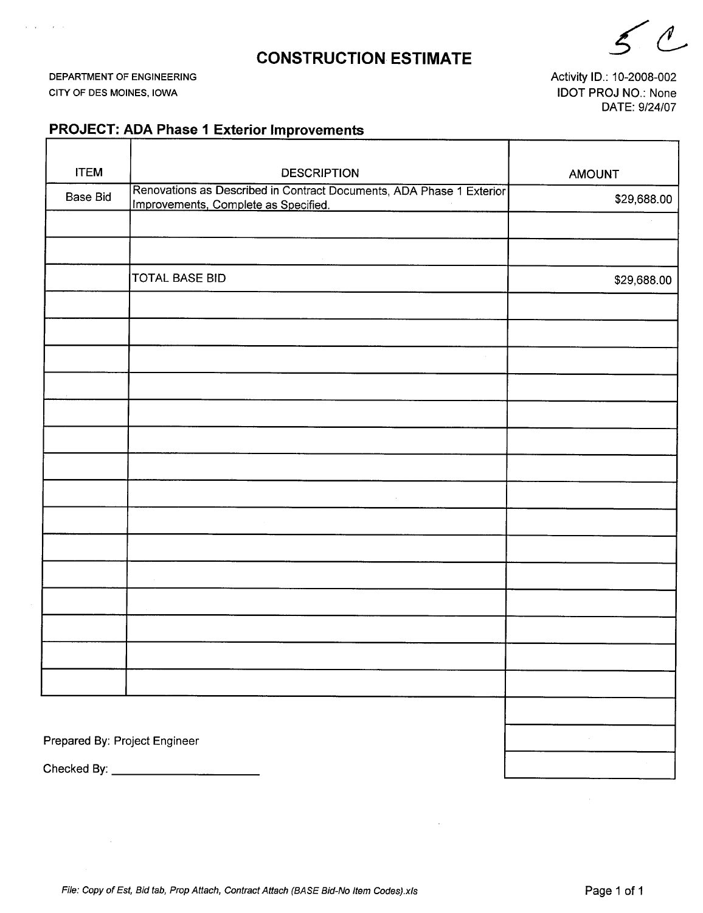5 C

# CONSTRUCTION ESTIMATE

DEPARTMENT OF ENGINEERING
CITY OF DES MOINES, IOWA

Activity ID.: 10-2008-002
IDOT PROJ NO.: None
DATE: 9/24/07

## PROJECT: ADA Phase 1 Exterior Improvements

| ITEM | DESCRIPTION | AMOUNT |
|---|---|---|
| Base Bid | Renovations as Described in Contract Documents, ADA Phase 1 Exterior Improvements, Complete as Specified. | $29,688.00 |
| | | |
| | | |
| | TOTAL BASE BID | $29,688.00 |
| | | |
| | | |
| | | |
| | | |
| | | |
| | | |
| | | |
| | | |
| | | |
| | | |
| | | |
| | | |
| | | |
| | | |
| | | |

Prepared By: Project Engineer

Checked By: ______________________

*File: Copy of Est, Bid tab, Prop Attach, Contract Attach (BASE Bid-No Item Codes).xls*